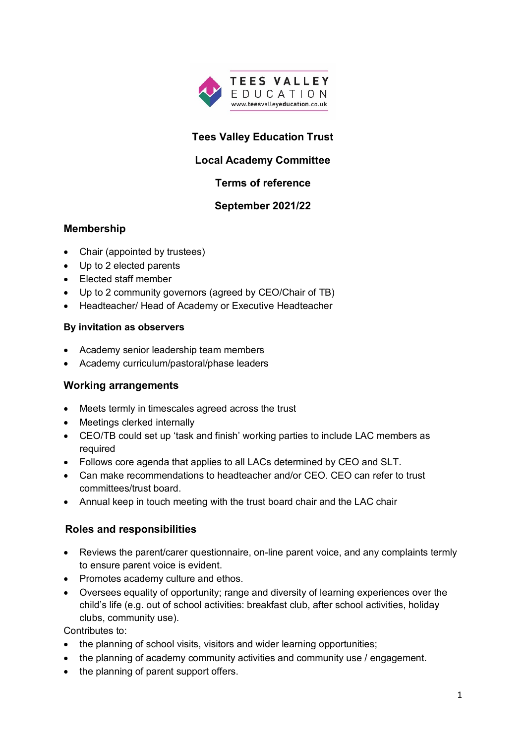# Tees Valley Education Trust

## Local Academy Committee

## Terms of reference

## September 2021/22

### Membership

- Chair (appointed by trustees)
- Up to 2 elected parents
- Elected staff member
- Up to 2 community governors (agreed by CEO/Chair of TB)
- Headteacher/ Head of Academy or Executive Headteacher

**By invitation as observers**

- Academy senior leadership team members
- Academy curriculum/pastoral/phase leaders

### Working arrangements

- Meets termly in timescales agreed across the trust
- Meetings clerked internally
- CEO/TB could set up 'task and finish' working parties to include LAC members as required
- Follows core agenda that applies to all LACs determined by CEO and SLT.
- Can make recommendations to headteacher and/or CEO. CEO can refer to trust committees/trust board.
- Annual keep in touch meeting with the trust board chair and the LAC chair

### Roles and responsibilities

- Reviews the parent/carer questionnaire, on-line parent voice, and any complaints termly to ensure parent voice is evident.
- Promotes academy culture and ethos.
- Oversees equality of opportunity; range and diversity of learning experiences over the child's life (e.g. out of school activities: breakfast club, after school activities, holiday clubs, community use).

Contributes to:

- the planning of school visits, visitors and wider learning opportunities;
- the planning of academy community activities and community use / engagement.
- the planning of parent support offers.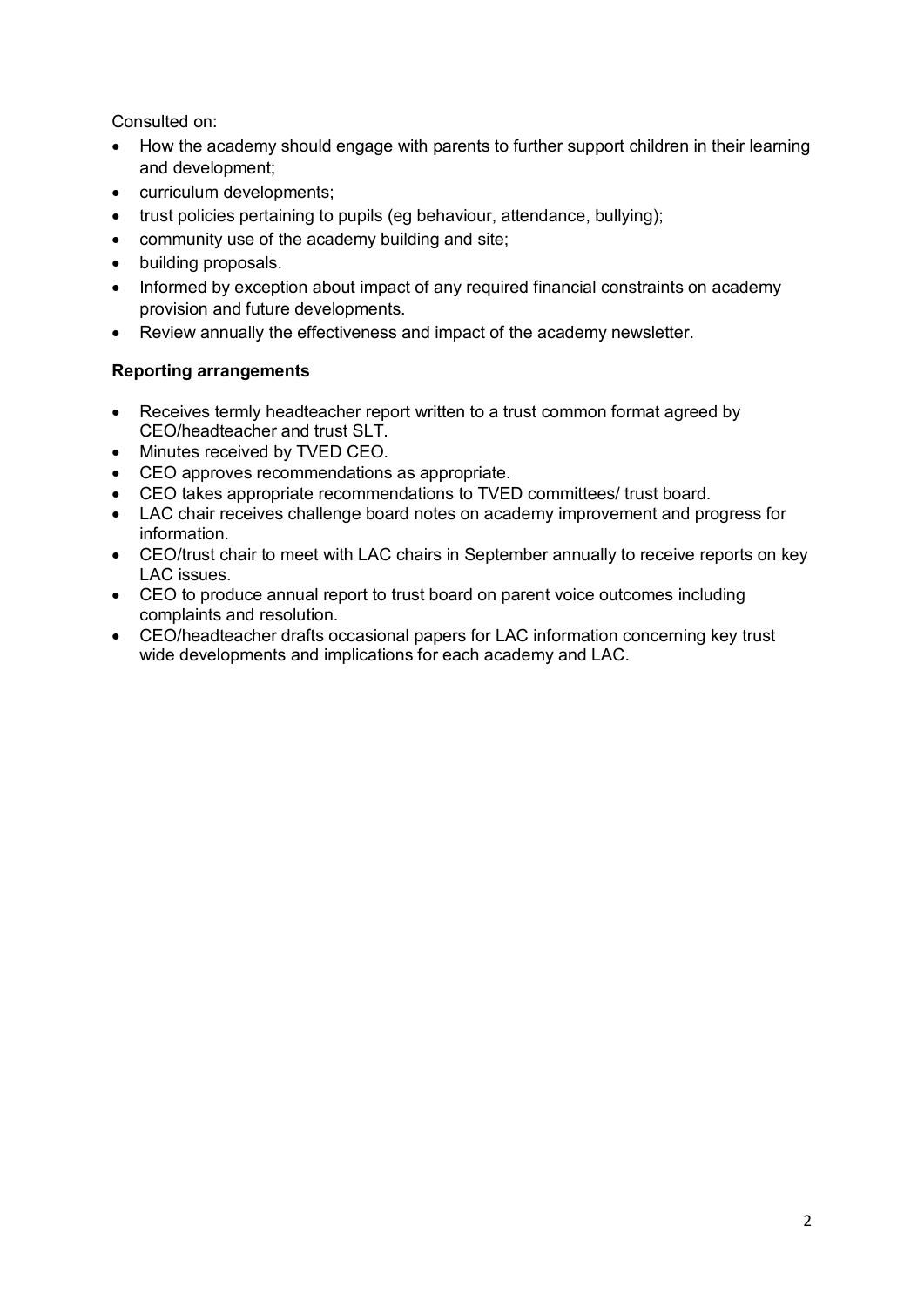Consulted on:

- How the academy should engage with parents to further support children in their learning and development;
- curriculum developments;
- trust policies pertaining to pupils (eg behaviour, attendance, bullying);
- community use of the academy building and site;
- building proposals.
- Informed by exception about impact of any required financial constraints on academy provision and future developments.
- Review annually the effectiveness and impact of the academy newsletter.

**Reporting arrangements**

- Receives termly headteacher report written to a trust common format agreed by CEO/headteacher and trust SLT.
- Minutes received by TVED CEO.
- CEO approves recommendations as appropriate.
- CEO takes appropriate recommendations to TVED committees/ trust board.
- LAC chair receives challenge board notes on academy improvement and progress for information.
- CEO/trust chair to meet with LAC chairs in September annually to receive reports on key LAC issues.
- CEO to produce annual report to trust board on parent voice outcomes including complaints and resolution.
- CEO/headteacher drafts occasional papers for LAC information concerning key trust wide developments and implications for each academy and LAC.